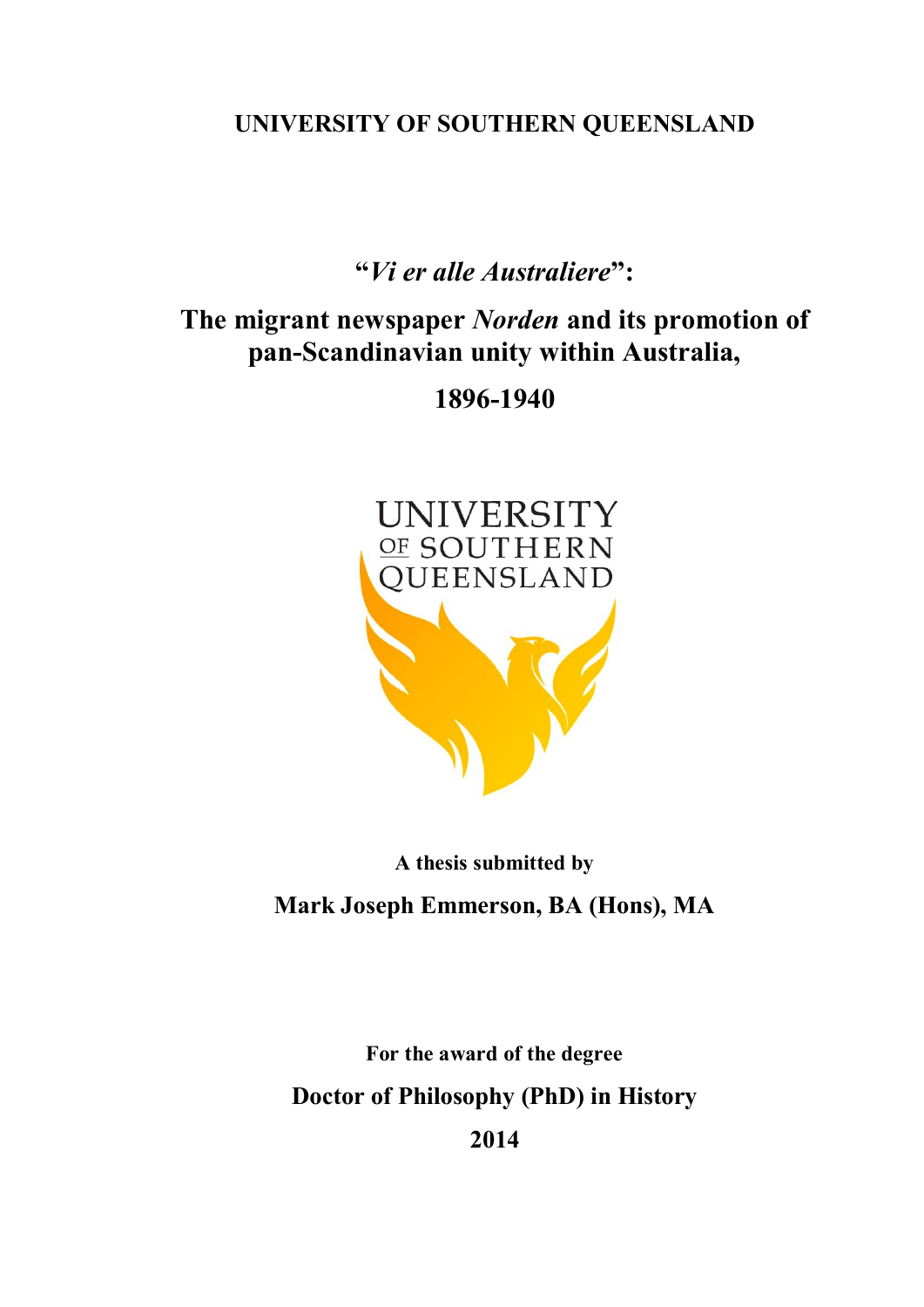**UNIVERSITY OF SOUTHERN QUEENSLAND**

# "*Vi er alle Australiere*": The migrant newspaper *Norden* and its promotion of pan-Scandinavian unity within Australia, 1896-1940

**A thesis submitted by**

**Mark Joseph Emmerson, BA (Hons), MA**

**For the award of the degree**

**Doctor of Philosophy (PhD) in History**

**2014**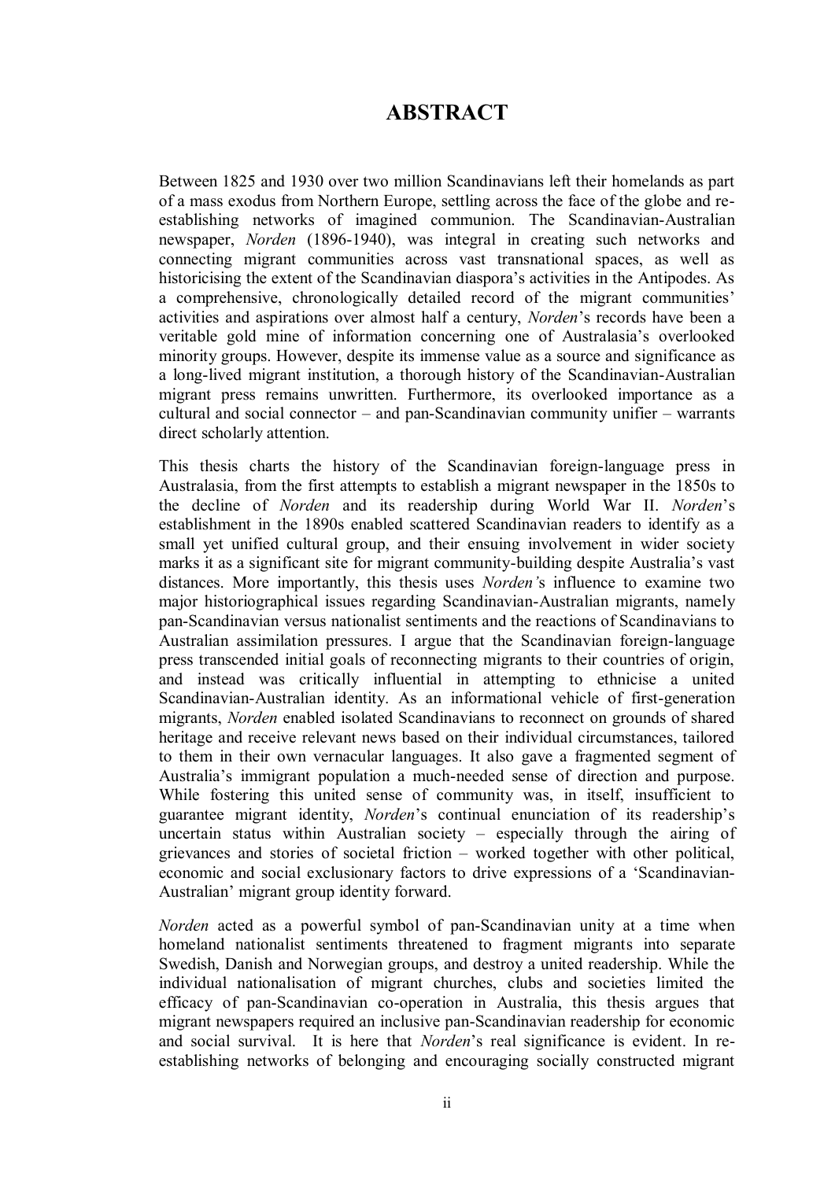# ABSTRACT

Between 1825 and 1930 over two million Scandinavians left their homelands as part of a mass exodus from Northern Europe, settling across the face of the globe and re-establishing networks of imagined communion. The Scandinavian-Australian newspaper, *Norden* (1896-1940), was integral in creating such networks and connecting migrant communities across vast transnational spaces, as well as historicising the extent of the Scandinavian diaspora's activities in the Antipodes. As a comprehensive, chronologically detailed record of the migrant communities' activities and aspirations over almost half a century, *Norden*'s records have been a veritable gold mine of information concerning one of Australasia's overlooked minority groups. However, despite its immense value as a source and significance as a long-lived migrant institution, a thorough history of the Scandinavian-Australian migrant press remains unwritten. Furthermore, its overlooked importance as a cultural and social connector – and pan-Scandinavian community unifier – warrants direct scholarly attention.

This thesis charts the history of the Scandinavian foreign-language press in Australasia, from the first attempts to establish a migrant newspaper in the 1850s to the decline of *Norden* and its readership during World War II. *Norden*'s establishment in the 1890s enabled scattered Scandinavian readers to identify as a small yet unified cultural group, and their ensuing involvement in wider society marks it as a significant site for migrant community-building despite Australia's vast distances. More importantly, this thesis uses *Norden'*s influence to examine two major historiographical issues regarding Scandinavian-Australian migrants, namely pan-Scandinavian versus nationalist sentiments and the reactions of Scandinavians to Australian assimilation pressures. I argue that the Scandinavian foreign-language press transcended initial goals of reconnecting migrants to their countries of origin, and instead was critically influential in attempting to ethnicise a united Scandinavian-Australian identity. As an informational vehicle of first-generation migrants, *Norden* enabled isolated Scandinavians to reconnect on grounds of shared heritage and receive relevant news based on their individual circumstances, tailored to them in their own vernacular languages. It also gave a fragmented segment of Australia's immigrant population a much-needed sense of direction and purpose. While fostering this united sense of community was, in itself, insufficient to guarantee migrant identity, *Norden*'s continual enunciation of its readership's uncertain status within Australian society – especially through the airing of grievances and stories of societal friction – worked together with other political, economic and social exclusionary factors to drive expressions of a 'Scandinavian-Australian' migrant group identity forward.

*Norden* acted as a powerful symbol of pan-Scandinavian unity at a time when homeland nationalist sentiments threatened to fragment migrants into separate Swedish, Danish and Norwegian groups, and destroy a united readership. While the individual nationalisation of migrant churches, clubs and societies limited the efficacy of pan-Scandinavian co-operation in Australia, this thesis argues that migrant newspapers required an inclusive pan-Scandinavian readership for economic and social survival. It is here that *Norden*'s real significance is evident. In re-establishing networks of belonging and encouraging socially constructed migrant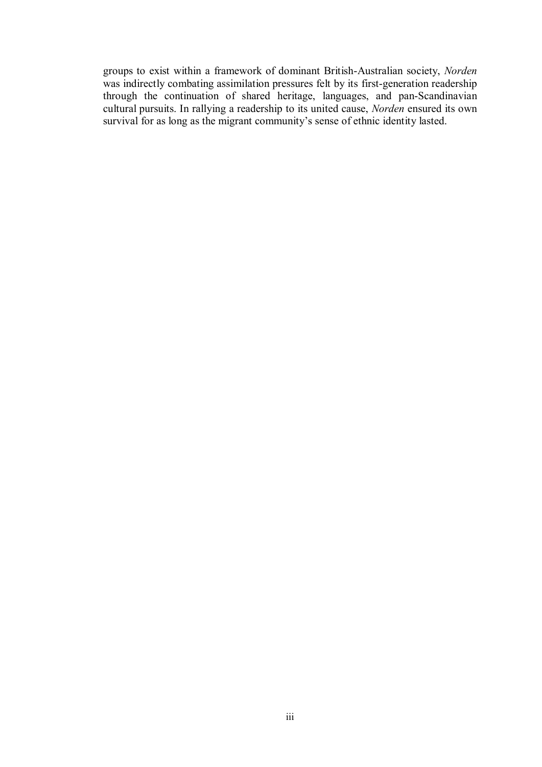groups to exist within a framework of dominant British-Australian society, *Norden* was indirectly combating assimilation pressures felt by its first-generation readership through the continuation of shared heritage, languages, and pan-Scandinavian cultural pursuits. In rallying a readership to its united cause, *Norden* ensured its own survival for as long as the migrant community's sense of ethnic identity lasted.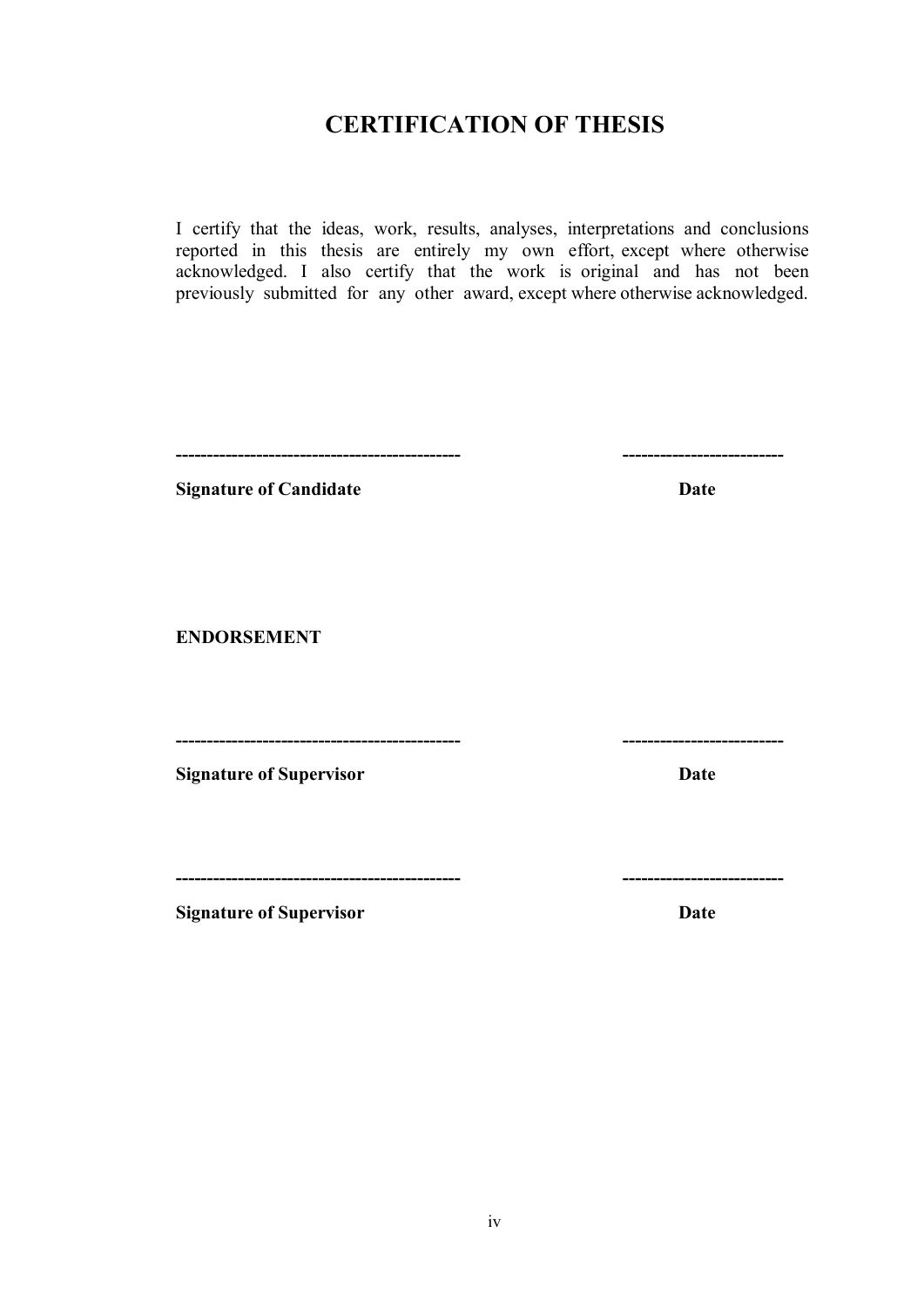# CERTIFICATION OF THESIS

I certify that the ideas, work, results, analyses, interpretations and conclusions reported in this thesis are entirely my own effort, except where otherwise acknowledged. I also certify that the work is original and has not been previously submitted for any other award, except where otherwise acknowledged.

--------------------------------------------- --------------------------

**Signature of Candidate** **Date**

**ENDORSEMENT**

--------------------------------------------- --------------------------

**Signature of Supervisor** **Date**

--------------------------------------------- --------------------------

**Signature of Supervisor** **Date**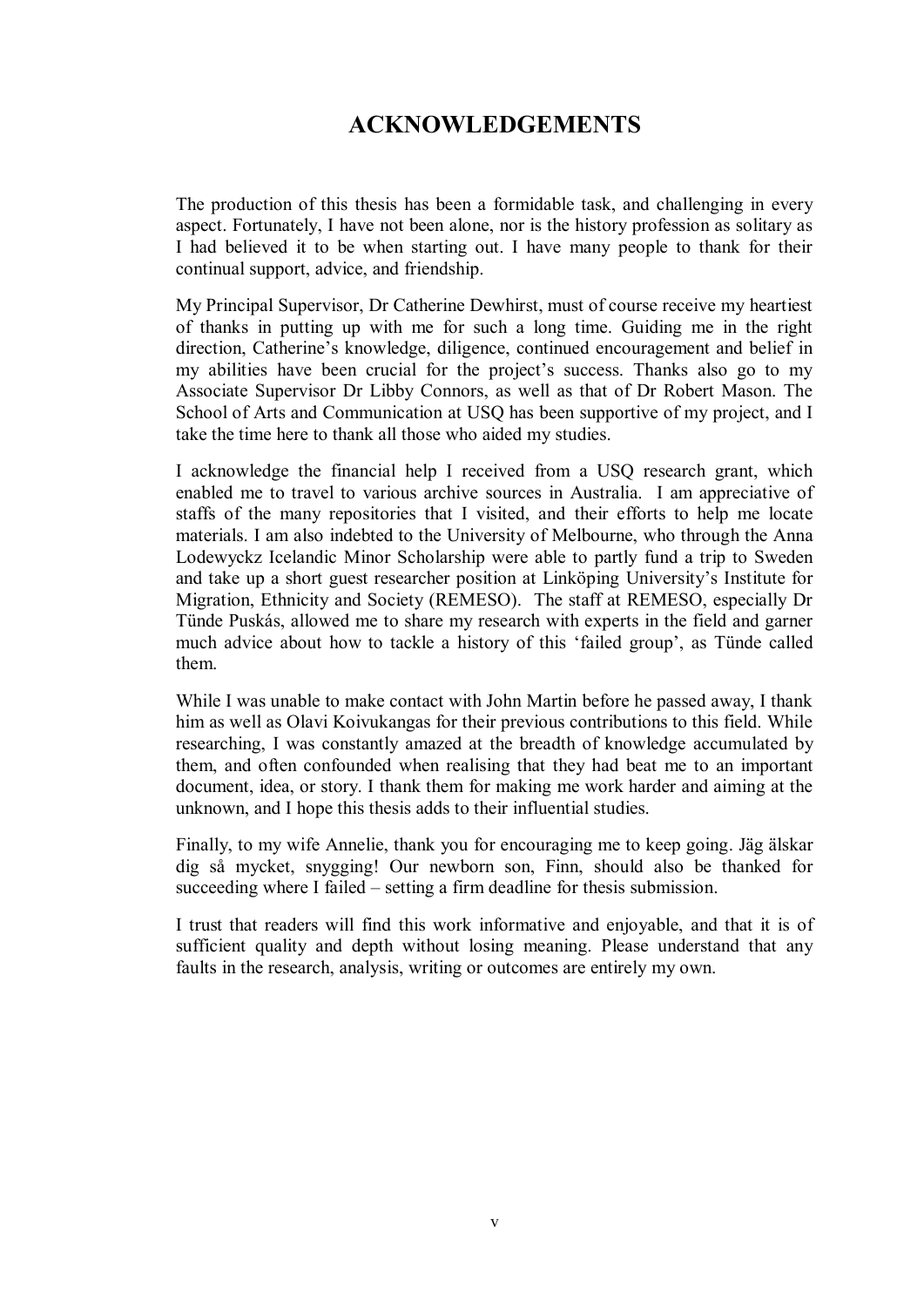# ACKNOWLEDGEMENTS

The production of this thesis has been a formidable task, and challenging in every aspect. Fortunately, I have not been alone, nor is the history profession as solitary as I had believed it to be when starting out. I have many people to thank for their continual support, advice, and friendship.

My Principal Supervisor, Dr Catherine Dewhirst, must of course receive my heartiest of thanks in putting up with me for such a long time. Guiding me in the right direction, Catherine's knowledge, diligence, continued encouragement and belief in my abilities have been crucial for the project's success. Thanks also go to my Associate Supervisor Dr Libby Connors, as well as that of Dr Robert Mason. The School of Arts and Communication at USQ has been supportive of my project, and I take the time here to thank all those who aided my studies.

I acknowledge the financial help I received from a USQ research grant, which enabled me to travel to various archive sources in Australia. I am appreciative of staffs of the many repositories that I visited, and their efforts to help me locate materials. I am also indebted to the University of Melbourne, who through the Anna Lodewyckz Icelandic Minor Scholarship were able to partly fund a trip to Sweden and take up a short guest researcher position at Linköping University's Institute for Migration, Ethnicity and Society (REMESO). The staff at REMESO, especially Dr Tünde Puskás, allowed me to share my research with experts in the field and garner much advice about how to tackle a history of this 'failed group', as Tünde called them.

While I was unable to make contact with John Martin before he passed away, I thank him as well as Olavi Koivukangas for their previous contributions to this field. While researching, I was constantly amazed at the breadth of knowledge accumulated by them, and often confounded when realising that they had beat me to an important document, idea, or story. I thank them for making me work harder and aiming at the unknown, and I hope this thesis adds to their influential studies.

Finally, to my wife Annelie, thank you for encouraging me to keep going. Jäg älskar dig så mycket, snygging! Our newborn son, Finn, should also be thanked for succeeding where I failed – setting a firm deadline for thesis submission.

I trust that readers will find this work informative and enjoyable, and that it is of sufficient quality and depth without losing meaning. Please understand that any faults in the research, analysis, writing or outcomes are entirely my own.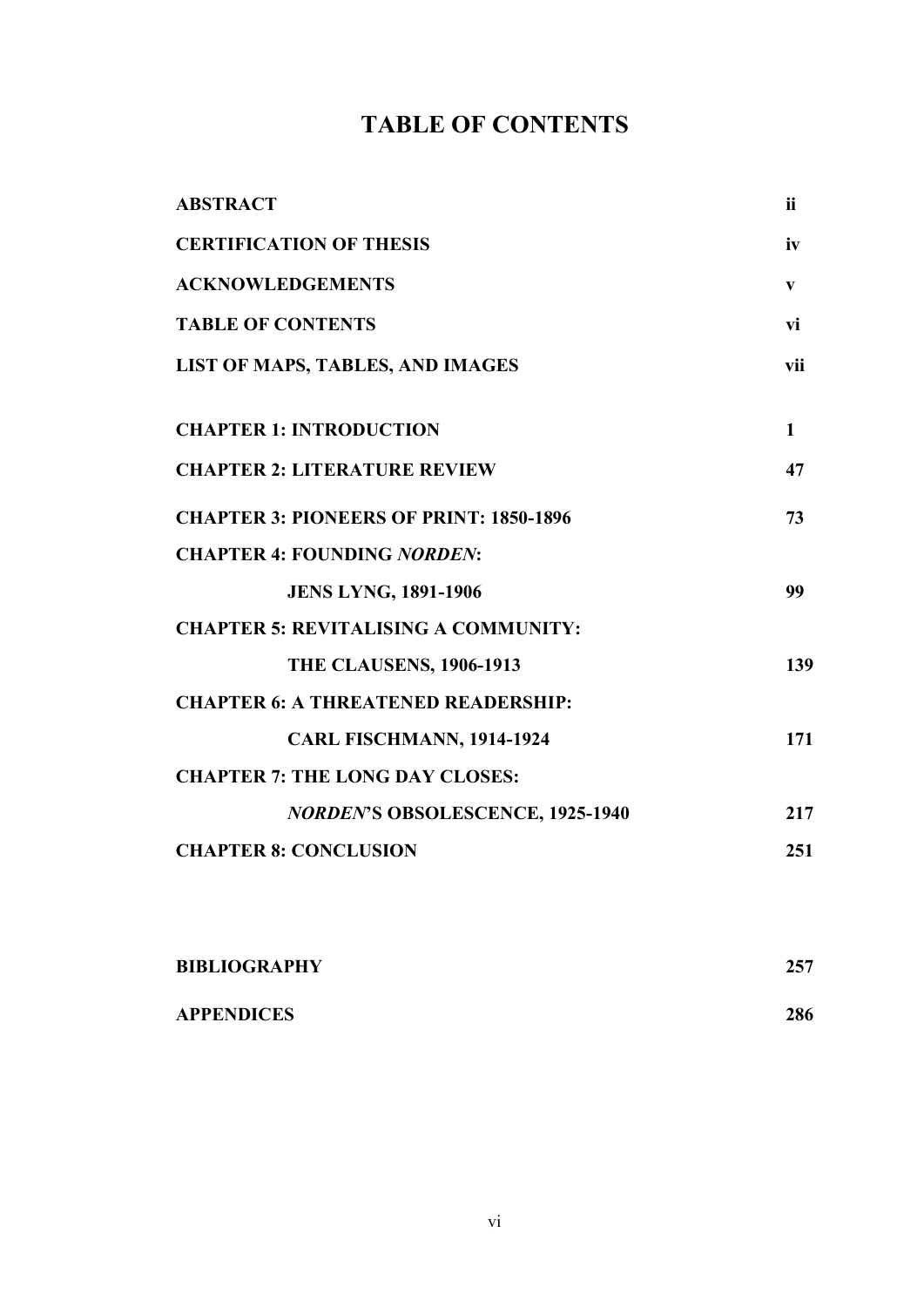# TABLE OF CONTENTS

| | |
|---|---|
| **ABSTRACT** | **ii** |
| **CERTIFICATION OF THESIS** | **iv** |
| **ACKNOWLEDGEMENTS** | **v** |
| **TABLE OF CONTENTS** | **vi** |
| **LIST OF MAPS, TABLES, AND IMAGES** | **vii** |
| **CHAPTER 1: INTRODUCTION** | **1** |
| **CHAPTER 2: LITERATURE REVIEW** | **47** |
| **CHAPTER 3: PIONEERS OF PRINT: 1850-1896** | **73** |
| **CHAPTER 4: FOUNDING *NORDEN*: JENS LYNG, 1891-1906** | **99** |
| **CHAPTER 5: REVITALISING A COMMUNITY: THE CLAUSENS, 1906-1913** | **139** |
| **CHAPTER 6: A THREATENED READERSHIP: CARL FISCHMANN, 1914-1924** | **171** |
| **CHAPTER 7: THE LONG DAY CLOSES: *NORDEN*'S OBSOLESCENCE, 1925-1940** | **217** |
| **CHAPTER 8: CONCLUSION** | **251** |
| **BIBLIOGRAPHY** | **257** |
| **APPENDICES** | **286** |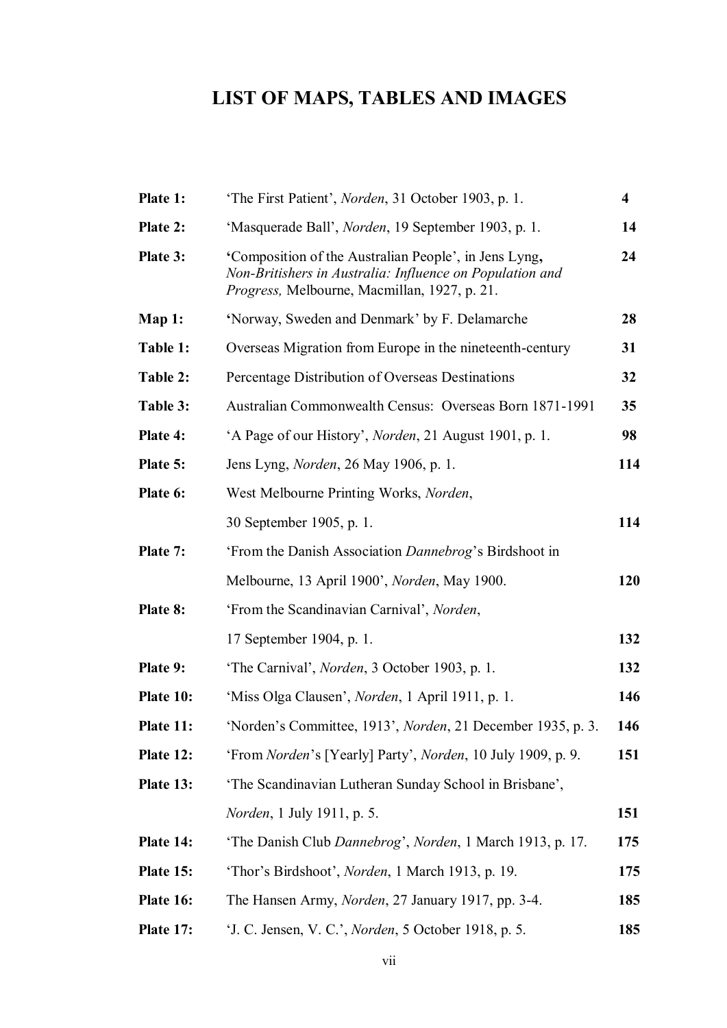# LIST OF MAPS, TABLES AND IMAGES

| | | |
|---|---|---|
| **Plate 1:** | 'The First Patient', *Norden*, 31 October 1903, p. 1. | **4** |
| **Plate 2:** | 'Masquerade Ball', *Norden*, 19 September 1903, p. 1. | **14** |
| **Plate 3:** | **'**Composition of the Australian People', in Jens Lyng**,** *Non-Britishers in Australia: Influence on Population and Progress,* Melbourne, Macmillan, 1927, p. 21. | **24** |
| **Map 1:** | **'**Norway, Sweden and Denmark' by F. Delamarche | **28** |
| **Table 1:** | Overseas Migration from Europe in the nineteenth-century | **31** |
| **Table 2:** | Percentage Distribution of Overseas Destinations | **32** |
| **Table 3:** | Australian Commonwealth Census: Overseas Born 1871-1991 | **35** |
| **Plate 4:** | 'A Page of our History', *Norden*, 21 August 1901, p. 1. | **98** |
| **Plate 5:** | Jens Lyng, *Norden*, 26 May 1906, p. 1. | **114** |
| **Plate 6:** | West Melbourne Printing Works, *Norden*, 30 September 1905, p. 1. | **114** |
| **Plate 7:** | 'From the Danish Association *Dannebrog*'s Birdshoot in Melbourne, 13 April 1900', *Norden*, May 1900. | **120** |
| **Plate 8:** | 'From the Scandinavian Carnival', *Norden*, 17 September 1904, p. 1. | **132** |
| **Plate 9:** | 'The Carnival', *Norden*, 3 October 1903, p. 1. | **132** |
| **Plate 10:** | 'Miss Olga Clausen', *Norden*, 1 April 1911, p. 1. | **146** |
| **Plate 11:** | 'Norden's Committee, 1913', *Norden*, 21 December 1935, p. 3. | **146** |
| **Plate 12:** | 'From *Norden*'s [Yearly] Party', *Norden*, 10 July 1909, p. 9. | **151** |
| **Plate 13:** | 'The Scandinavian Lutheran Sunday School in Brisbane', *Norden*, 1 July 1911, p. 5. | **151** |
| **Plate 14:** | 'The Danish Club *Dannebrog*', *Norden*, 1 March 1913, p. 17. | **175** |
| **Plate 15:** | 'Thor's Birdshoot', *Norden*, 1 March 1913, p. 19. | **175** |
| **Plate 16:** | The Hansen Army, *Norden*, 27 January 1917, pp. 3-4. | **185** |
| **Plate 17:** | 'J. C. Jensen, V. C.', *Norden*, 5 October 1918, p. 5. | **185** |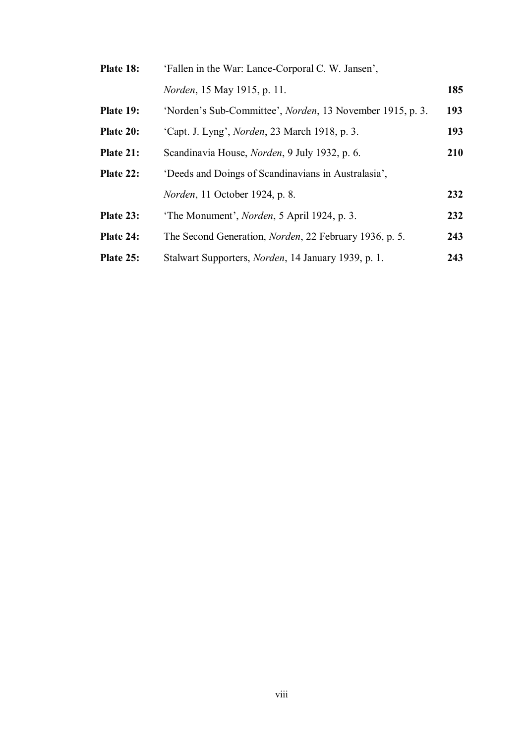| | | |
|---|---|---|
| **Plate 18:** | 'Fallen in the War: Lance-Corporal C. W. Jansen', *Norden*, 15 May 1915, p. 11. | **185** |
| **Plate 19:** | 'Norden's Sub-Committee', *Norden*, 13 November 1915, p. 3. | **193** |
| **Plate 20:** | 'Capt. J. Lyng', *Norden*, 23 March 1918, p. 3. | **193** |
| **Plate 21:** | Scandinavia House, *Norden*, 9 July 1932, p. 6. | **210** |
| **Plate 22:** | 'Deeds and Doings of Scandinavians in Australasia', *Norden*, 11 October 1924, p. 8. | **232** |
| **Plate 23:** | 'The Monument', *Norden*, 5 April 1924, p. 3. | **232** |
| **Plate 24:** | The Second Generation, *Norden*, 22 February 1936, p. 5. | **243** |
| **Plate 25:** | Stalwart Supporters, *Norden*, 14 January 1939, p. 1. | **243** |